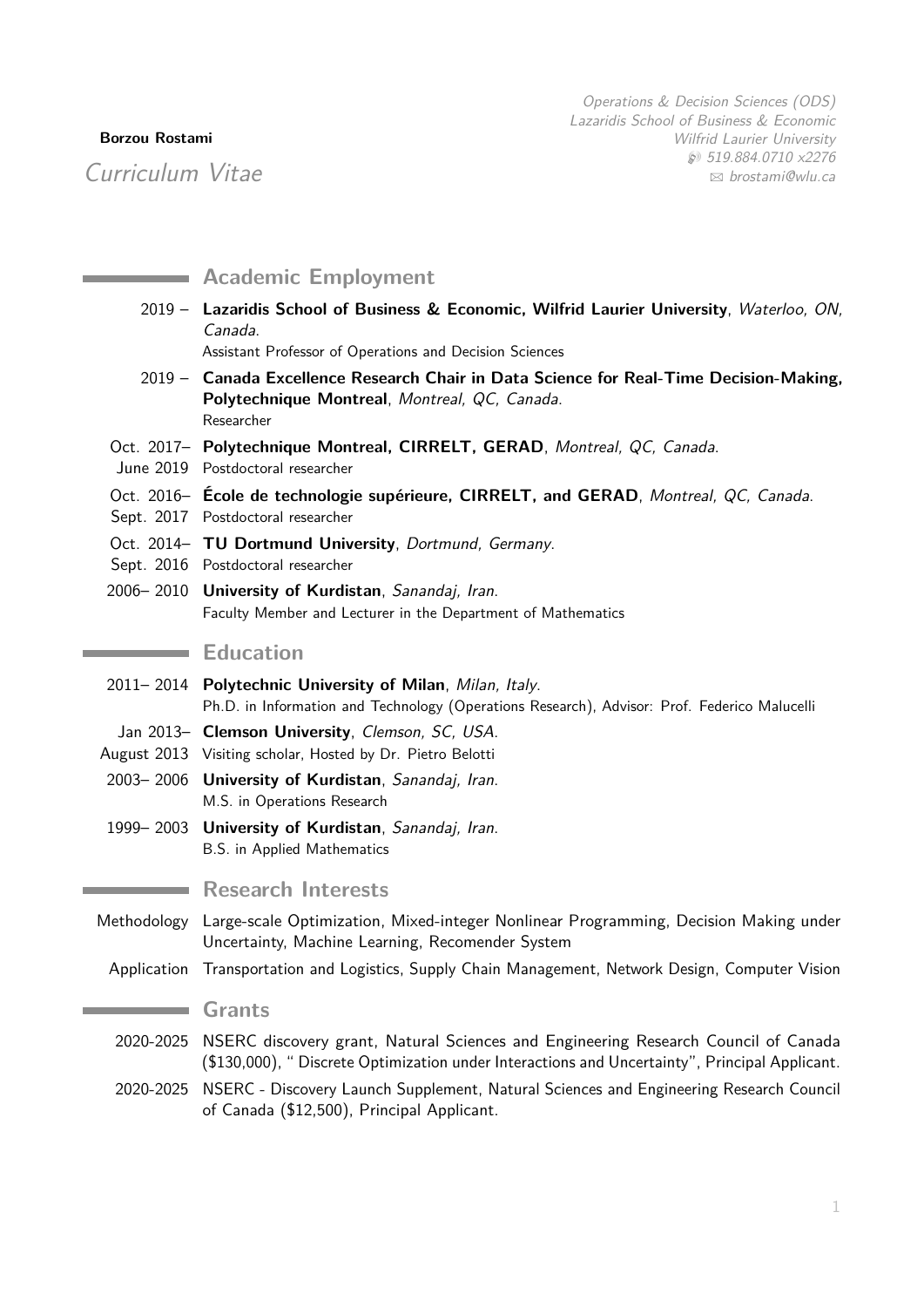**Borzou Rostami**

*Curriculum Vitae*

*Operations & Decision Sciences (ODS)*
*Lazaridis School of Business & Economic*
*Wilfrid Laurier University*
*519.884.0710 x2276*
*brostami@wlu.ca*

## Academic Employment

2019 – **Lazaridis School of Business & Economic, Wilfrid Laurier University**, *Waterloo, ON, Canada*.
Assistant Professor of Operations and Decision Sciences

2019 – **Canada Excellence Research Chair in Data Science for Real-Time Decision-Making, Polytechnique Montreal**, *Montreal, QC, Canada*.
Researcher

Oct. 2017– June 2019 **Polytechnique Montreal, CIRRELT, GERAD**, *Montreal, QC, Canada*.
Postdoctoral researcher

Oct. 2016– Sept. 2017 **École de technologie supérieure, CIRRELT, and GERAD**, *Montreal, QC, Canada*.
Postdoctoral researcher

Oct. 2014– Sept. 2016 **TU Dortmund University**, *Dortmund, Germany*.
Postdoctoral researcher

2006– 2010 **University of Kurdistan**, *Sanandaj, Iran*.
Faculty Member and Lecturer in the Department of Mathematics

## Education

2011– 2014 **Polytechnic University of Milan**, *Milan, Italy*.
Ph.D. in Information and Technology (Operations Research), Advisor: Prof. Federico Malucelli

Jan 2013– August 2013 **Clemson University**, *Clemson, SC, USA*.
Visiting scholar, Hosted by Dr. Pietro Belotti

2003– 2006 **University of Kurdistan**, *Sanandaj, Iran*.
M.S. in Operations Research

1999– 2003 **University of Kurdistan**, *Sanandaj, Iran*.
B.S. in Applied Mathematics

## Research Interests

Methodology: Large-scale Optimization, Mixed-integer Nonlinear Programming, Decision Making under Uncertainty, Machine Learning, Recomender System

Application: Transportation and Logistics, Supply Chain Management, Network Design, Computer Vision

## Grants

2020-2025 NSERC discovery grant, Natural Sciences and Engineering Research Council of Canada ($130,000), " Discrete Optimization under Interactions and Uncertainty", Principal Applicant.

2020-2025 NSERC - Discovery Launch Supplement, Natural Sciences and Engineering Research Council of Canada ($12,500), Principal Applicant.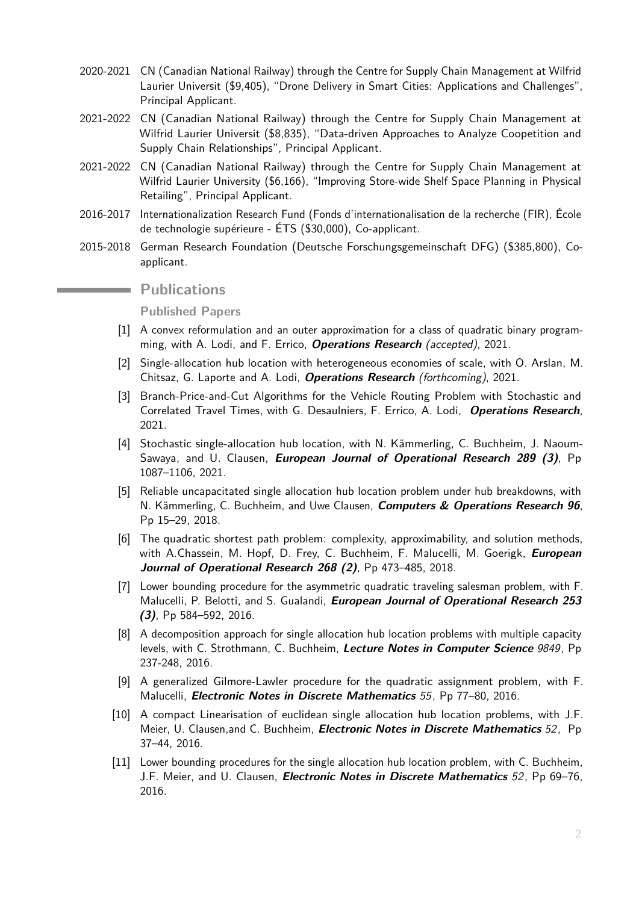2020-2021 CN (Canadian National Railway) through the Centre for Supply Chain Management at Wilfrid Laurier Universit ($9,405), "Drone Delivery in Smart Cities: Applications and Challenges", Principal Applicant.

2021-2022 CN (Canadian National Railway) through the Centre for Supply Chain Management at Wilfrid Laurier Universit ($8,835), "Data-driven Approaches to Analyze Coopetition and Supply Chain Relationships", Principal Applicant.

2021-2022 CN (Canadian National Railway) through the Centre for Supply Chain Management at Wilfrid Laurier University ($6,166), "Improving Store-wide Shelf Space Planning in Physical Retailing", Principal Applicant.

2016-2017 Internationalization Research Fund (Fonds d'internationalisation de la recherche (FIR), École de technologie supérieure - ÉTS ($30,000), Co-applicant.

2015-2018 German Research Foundation (Deutsche Forschungsgemeinschaft DFG) ($385,800), Co-applicant.

## Publications

### Published Papers

[1] A convex reformulation and an outer approximation for a class of quadratic binary programming, with A. Lodi, and F. Errico, ***Operations Research*** *(accepted)*, 2021.

[2] Single-allocation hub location with heterogeneous economies of scale, with O. Arslan, M. Chitsaz, G. Laporte and A. Lodi, ***Operations Research*** *(forthcoming)*, 2021.

[3] Branch-Price-and-Cut Algorithms for the Vehicle Routing Problem with Stochastic and Correlated Travel Times, with G. Desaulniers, F. Errico, A. Lodi, ***Operations Research***, 2021.

[4] Stochastic single-allocation hub location, with N. Kämmerling, C. Buchheim, J. Naoum-Sawaya, and U. Clausen, ***European Journal of Operational Research 289 (3)***, Pp 1087–1106, 2021.

[5] Reliable uncapacitated single allocation hub location problem under hub breakdowns, with N. Kämmerling, C. Buchheim, and Uwe Clausen, ***Computers & Operations Research 96***, Pp 15–29, 2018.

[6] The quadratic shortest path problem: complexity, approximability, and solution methods, with A.Chassein, M. Hopf, D. Frey, C. Buchheim, F. Malucelli, M. Goerigk, ***European Journal of Operational Research 268 (2)***, Pp 473–485, 2018.

[7] Lower bounding procedure for the asymmetric quadratic traveling salesman problem, with F. Malucelli, P. Belotti, and S. Gualandi, ***European Journal of Operational Research 253 (3)***, Pp 584–592, 2016.

[8] A decomposition approach for single allocation hub location problems with multiple capacity levels, with C. Strothmann, C. Buchheim, ***Lecture Notes in Computer Science*** *9849*, Pp 237-248, 2016.

[9] A generalized Gilmore-Lawler procedure for the quadratic assignment problem, with F. Malucelli, ***Electronic Notes in Discrete Mathematics*** *55*, Pp 77–80, 2016.

[10] A compact Linearisation of euclidean single allocation hub location problems, with J.F. Meier, U. Clausen,and C. Buchheim, ***Electronic Notes in Discrete Mathematics*** *52*, Pp 37–44, 2016.

[11] Lower bounding procedures for the single allocation hub location problem, with C. Buchheim, J.F. Meier, and U. Clausen, ***Electronic Notes in Discrete Mathematics*** *52*, Pp 69–76, 2016.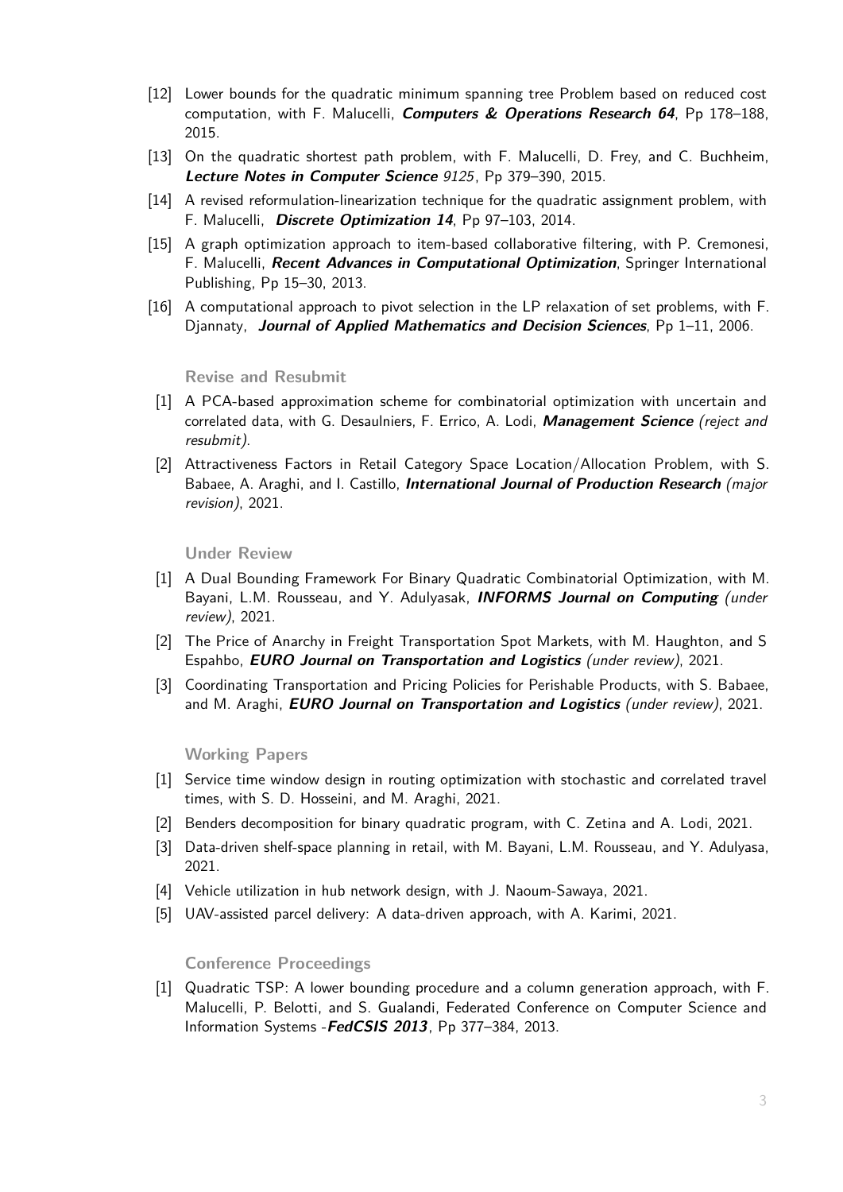[12] Lower bounds for the quadratic minimum spanning tree Problem based on reduced cost computation, with F. Malucelli, ***Computers & Operations Research 64***, Pp 178–188, 2015.

[13] On the quadratic shortest path problem, with F. Malucelli, D. Frey, and C. Buchheim, ***Lecture Notes in Computer Science*** *9125*, Pp 379–390, 2015.

[14] A revised reformulation-linearization technique for the quadratic assignment problem, with F. Malucelli, ***Discrete Optimization 14***, Pp 97–103, 2014.

[15] A graph optimization approach to item-based collaborative filtering, with P. Cremonesi, F. Malucelli, ***Recent Advances in Computational Optimization***, Springer International Publishing, Pp 15–30, 2013.

[16] A computational approach to pivot selection in the LP relaxation of set problems, with F. Djannaty, ***Journal of Applied Mathematics and Decision Sciences***, Pp 1–11, 2006.

### Revise and Resubmit

[1] A PCA-based approximation scheme for combinatorial optimization with uncertain and correlated data, with G. Desaulniers, F. Errico, A. Lodi, ***Management Science*** *(reject and resubmit)*.

[2] Attractiveness Factors in Retail Category Space Location/Allocation Problem, with S. Babaee, A. Araghi, and I. Castillo, ***International Journal of Production Research*** *(major revision)*, 2021.

### Under Review

[1] A Dual Bounding Framework For Binary Quadratic Combinatorial Optimization, with M. Bayani, L.M. Rousseau, and Y. Adulyasak, ***INFORMS Journal on Computing*** *(under review)*, 2021.

[2] The Price of Anarchy in Freight Transportation Spot Markets, with M. Haughton, and S Espahbo, ***EURO Journal on Transportation and Logistics*** *(under review)*, 2021.

[3] Coordinating Transportation and Pricing Policies for Perishable Products, with S. Babaee, and M. Araghi, ***EURO Journal on Transportation and Logistics*** *(under review)*, 2021.

### Working Papers

[1] Service time window design in routing optimization with stochastic and correlated travel times, with S. D. Hosseini, and M. Araghi, 2021.

[2] Benders decomposition for binary quadratic program, with C. Zetina and A. Lodi, 2021.

[3] Data-driven shelf-space planning in retail, with M. Bayani, L.M. Rousseau, and Y. Adulyasa, 2021.

[4] Vehicle utilization in hub network design, with J. Naoum-Sawaya, 2021.

[5] UAV-assisted parcel delivery: A data-driven approach, with A. Karimi, 2021.

### Conference Proceedings

[1] Quadratic TSP: A lower bounding procedure and a column generation approach, with F. Malucelli, P. Belotti, and S. Gualandi, Federated Conference on Computer Science and Information Systems -***FedCSIS 2013***, Pp 377–384, 2013.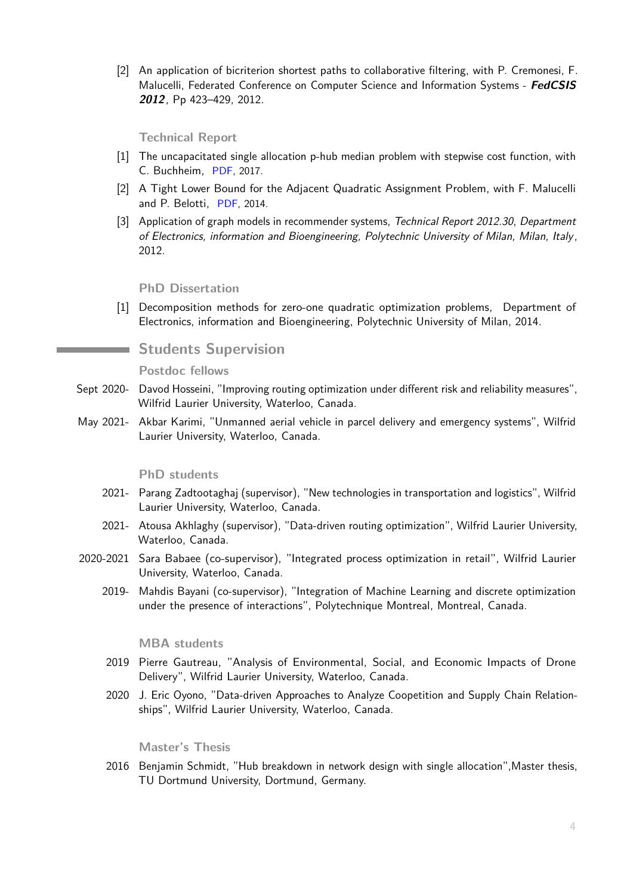[2] An application of bicriterion shortest paths to collaborative filtering, with P. Cremonesi, F. Malucelli, Federated Conference on Computer Science and Information Systems - ***FedCSIS 2012***, Pp 423–429, 2012.

### Technical Report

[1] The uncapacitated single allocation p-hub median problem with stepwise cost function, with C. Buchheim, PDF, 2017.

[2] A Tight Lower Bound for the Adjacent Quadratic Assignment Problem, with F. Malucelli and P. Belotti, PDF, 2014.

[3] Application of graph models in recommender systems, *Technical Report 2012.30, Department of Electronics, information and Bioengineering, Polytechnic University of Milan, Milan, Italy*, 2012.

### PhD Dissertation

[1] Decomposition methods for zero-one quadratic optimization problems, Department of Electronics, information and Bioengineering, Polytechnic University of Milan, 2014.

## Students Supervision

### Postdoc fellows

Sept 2020- Davod Hosseini, "Improving routing optimization under different risk and reliability measures", Wilfrid Laurier University, Waterloo, Canada.

May 2021- Akbar Karimi, "Unmanned aerial vehicle in parcel delivery and emergency systems", Wilfrid Laurier University, Waterloo, Canada.

### PhD students

2021- Parang Zadtootaghaj (supervisor), "New technologies in transportation and logistics", Wilfrid Laurier University, Waterloo, Canada.

2021- Atousa Akhlaghy (supervisor), "Data-driven routing optimization", Wilfrid Laurier University, Waterloo, Canada.

2020-2021 Sara Babaee (co-supervisor), "Integrated process optimization in retail", Wilfrid Laurier University, Waterloo, Canada.

2019- Mahdis Bayani (co-supervisor), "Integration of Machine Learning and discrete optimization under the presence of interactions", Polytechnique Montreal, Montreal, Canada.

### MBA students

2019 Pierre Gautreau, "Analysis of Environmental, Social, and Economic Impacts of Drone Delivery", Wilfrid Laurier University, Waterloo, Canada.

2020 J. Eric Oyono, "Data-driven Approaches to Analyze Coopetition and Supply Chain Relationships", Wilfrid Laurier University, Waterloo, Canada.

### Master's Thesis

2016 Benjamin Schmidt, "Hub breakdown in network design with single allocation",Master thesis, TU Dortmund University, Dortmund, Germany.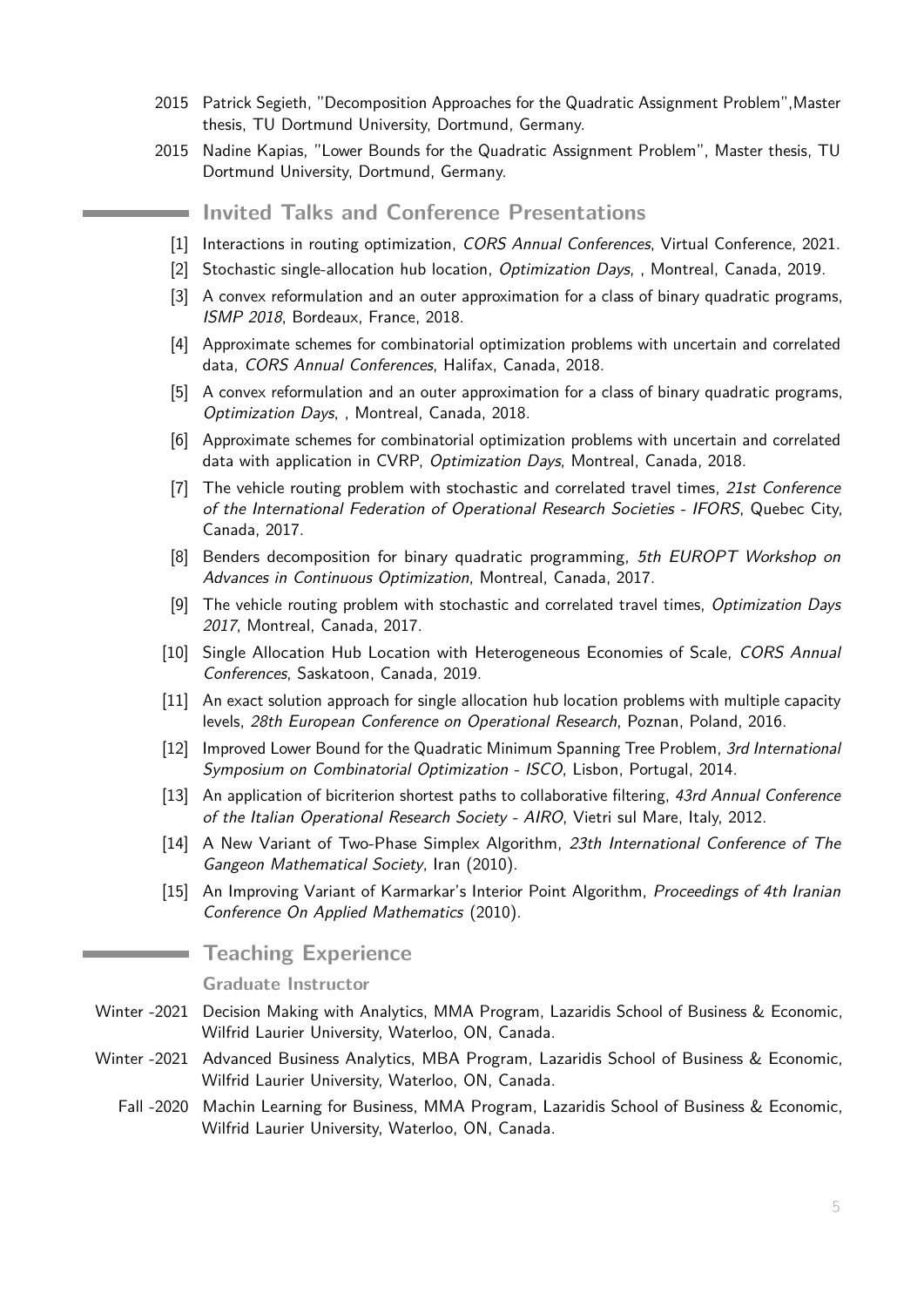2015 Patrick Segieth, "Decomposition Approaches for the Quadratic Assignment Problem",Master thesis, TU Dortmund University, Dortmund, Germany.

2015 Nadine Kapias, "Lower Bounds for the Quadratic Assignment Problem", Master thesis, TU Dortmund University, Dortmund, Germany.

## Invited Talks and Conference Presentations

[1] Interactions in routing optimization, *CORS Annual Conferences*, Virtual Conference, 2021.

[2] Stochastic single-allocation hub location, *Optimization Days*, , Montreal, Canada, 2019.

[3] A convex reformulation and an outer approximation for a class of binary quadratic programs, *ISMP 2018*, Bordeaux, France, 2018.

[4] Approximate schemes for combinatorial optimization problems with uncertain and correlated data, *CORS Annual Conferences*, Halifax, Canada, 2018.

[5] A convex reformulation and an outer approximation for a class of binary quadratic programs, *Optimization Days*, , Montreal, Canada, 2018.

[6] Approximate schemes for combinatorial optimization problems with uncertain and correlated data with application in CVRP, *Optimization Days*, Montreal, Canada, 2018.

[7] The vehicle routing problem with stochastic and correlated travel times, *21st Conference of the International Federation of Operational Research Societies - IFORS*, Quebec City, Canada, 2017.

[8] Benders decomposition for binary quadratic programming, *5th EUROPT Workshop on Advances in Continuous Optimization*, Montreal, Canada, 2017.

[9] The vehicle routing problem with stochastic and correlated travel times, *Optimization Days 2017*, Montreal, Canada, 2017.

[10] Single Allocation Hub Location with Heterogeneous Economies of Scale, *CORS Annual Conferences*, Saskatoon, Canada, 2019.

[11] An exact solution approach for single allocation hub location problems with multiple capacity levels, *28th European Conference on Operational Research*, Poznan, Poland, 2016.

[12] Improved Lower Bound for the Quadratic Minimum Spanning Tree Problem, *3rd International Symposium on Combinatorial Optimization - ISCO*, Lisbon, Portugal, 2014.

[13] An application of bicriterion shortest paths to collaborative filtering, *43rd Annual Conference of the Italian Operational Research Society - AIRO*, Vietri sul Mare, Italy, 2012.

[14] A New Variant of Two-Phase Simplex Algorithm, *23th International Conference of The Gangeon Mathematical Society*, Iran (2010).

[15] An Improving Variant of Karmarkar's Interior Point Algorithm, *Proceedings of 4th Iranian Conference On Applied Mathematics* (2010).

## Teaching Experience

### Graduate Instructor

Winter -2021 Decision Making with Analytics, MMA Program, Lazaridis School of Business & Economic, Wilfrid Laurier University, Waterloo, ON, Canada.

Winter -2021 Advanced Business Analytics, MBA Program, Lazaridis School of Business & Economic, Wilfrid Laurier University, Waterloo, ON, Canada.

Fall -2020 Machin Learning for Business, MMA Program, Lazaridis School of Business & Economic, Wilfrid Laurier University, Waterloo, ON, Canada.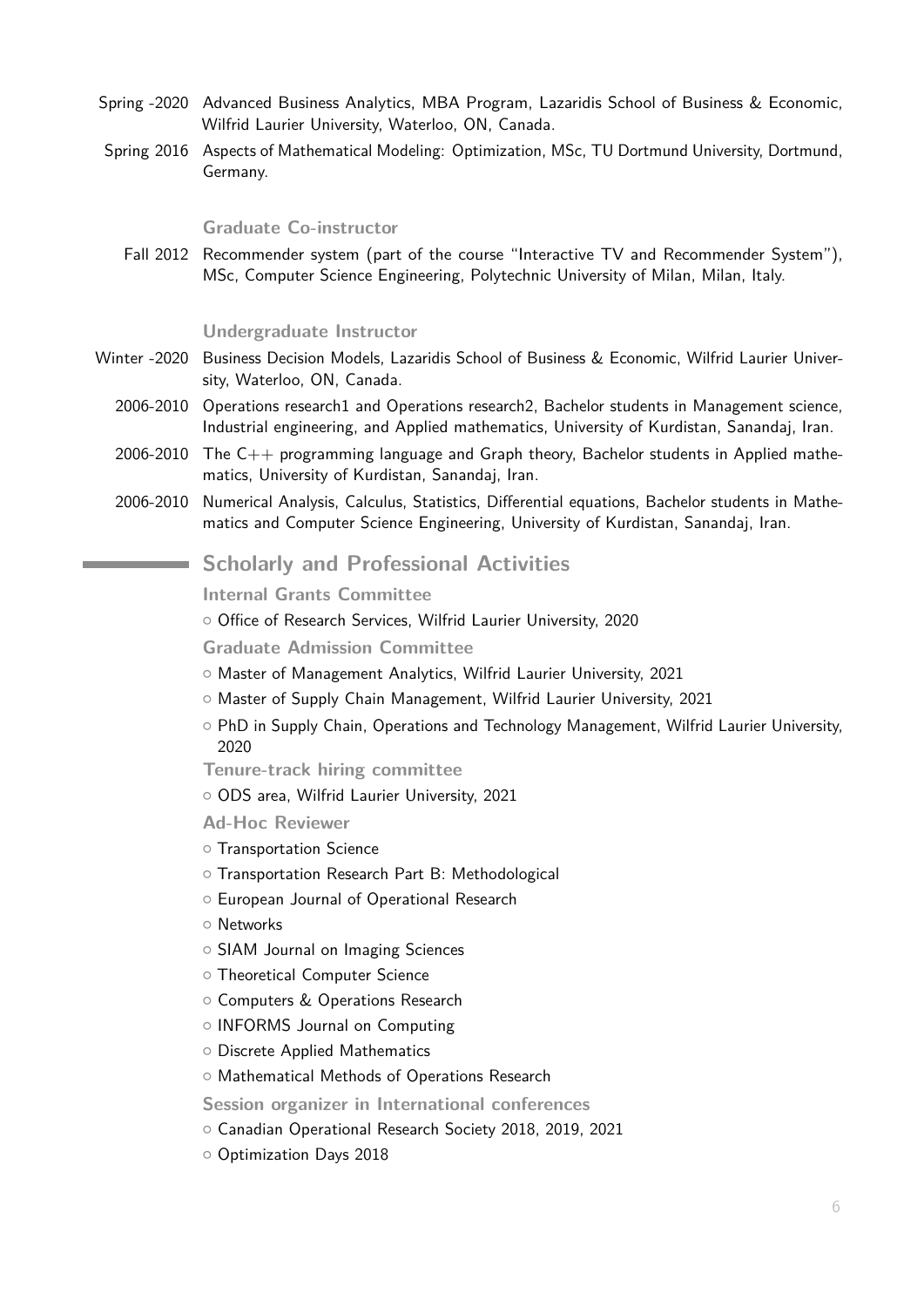Spring -2020 Advanced Business Analytics, MBA Program, Lazaridis School of Business & Economic, Wilfrid Laurier University, Waterloo, ON, Canada.

Spring 2016 Aspects of Mathematical Modeling: Optimization, MSc, TU Dortmund University, Dortmund, Germany.

### Graduate Co-instructor

Fall 2012 Recommender system (part of the course "Interactive TV and Recommender System"), MSc, Computer Science Engineering, Polytechnic University of Milan, Milan, Italy.

### Undergraduate Instructor

Winter -2020 Business Decision Models, Lazaridis School of Business & Economic, Wilfrid Laurier University, Waterloo, ON, Canada.

2006-2010 Operations research1 and Operations research2, Bachelor students in Management science, Industrial engineering, and Applied mathematics, University of Kurdistan, Sanandaj, Iran.

2006-2010 The C++ programming language and Graph theory, Bachelor students in Applied mathematics, University of Kurdistan, Sanandaj, Iran.

2006-2010 Numerical Analysis, Calculus, Statistics, Differential equations, Bachelor students in Mathematics and Computer Science Engineering, University of Kurdistan, Sanandaj, Iran.

## Scholarly and Professional Activities

### Internal Grants Committee

- Office of Research Services, Wilfrid Laurier University, 2020

### Graduate Admission Committee

- Master of Management Analytics, Wilfrid Laurier University, 2021
- Master of Supply Chain Management, Wilfrid Laurier University, 2021
- PhD in Supply Chain, Operations and Technology Management, Wilfrid Laurier University, 2020

### Tenure-track hiring committee

- ODS area, Wilfrid Laurier University, 2021

### Ad-Hoc Reviewer

- Transportation Science
- Transportation Research Part B: Methodological
- European Journal of Operational Research
- Networks
- SIAM Journal on Imaging Sciences
- Theoretical Computer Science
- Computers & Operations Research
- INFORMS Journal on Computing
- Discrete Applied Mathematics
- Mathematical Methods of Operations Research

### Session organizer in International conferences

- Canadian Operational Research Society 2018, 2019, 2021
- Optimization Days 2018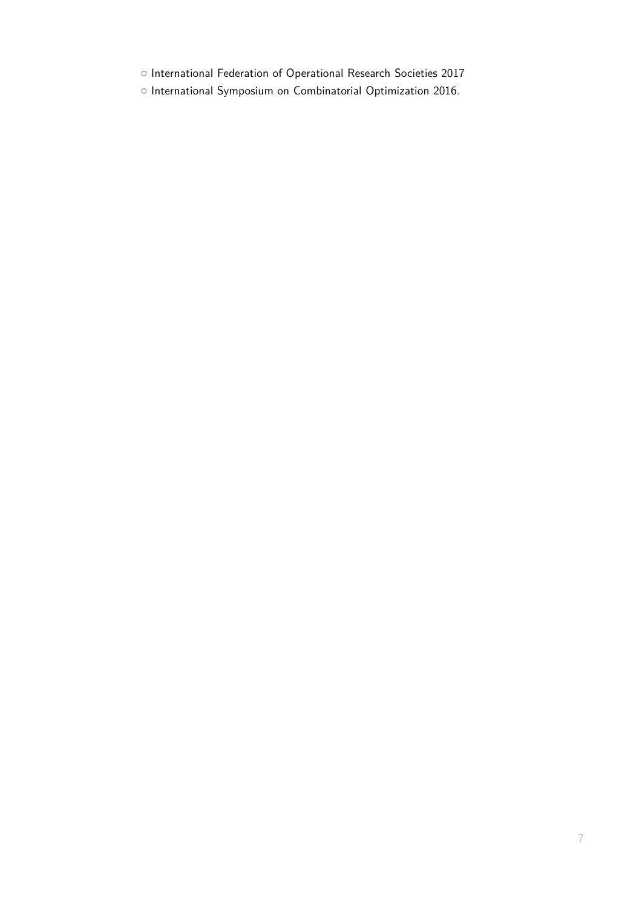- International Federation of Operational Research Societies 2017
- International Symposium on Combinatorial Optimization 2016.